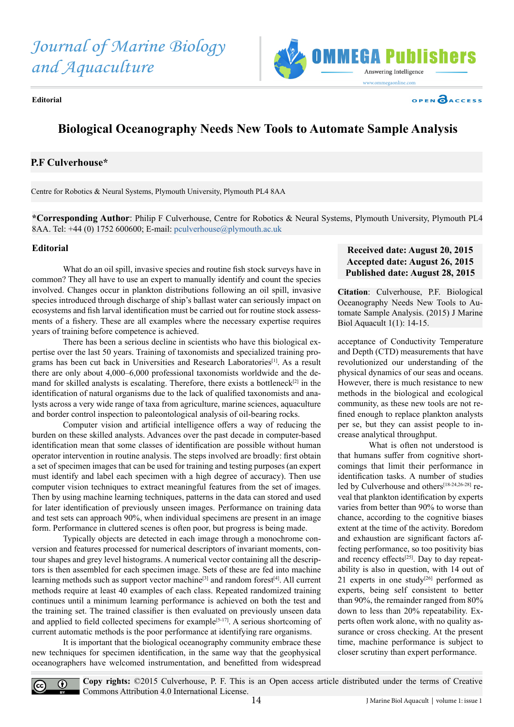Journal of Marine Biology and Aquaculture

Editorial

# Biological Oceanography Needs New Tools to Automate Sample Analysis

**P.F Culverhouse***

Centre for Robotics & Neural Systems, Plymouth University, Plymouth PL4 8AA

***Corresponding Author**: Philip F Culverhouse, Centre for Robotics & Neural Systems, Plymouth University, Plymouth PL4 8AA. Tel: +44 (0) 1752 600600; E-mail: pculverhouse@plymouth.ac.uk

**Received date: August 20, 2015**
**Accepted date: August 26, 2015**
**Published date: August 28, 2015**

**Citation**: Culverhouse, P.F. Biological Oceanography Needs New Tools to Automate Sample Analysis. (2015) J Marine Biol Aquacult 1(1): 14-15.

## Editorial

What do an oil spill, invasive species and routine fish stock surveys have in common? They all have to use an expert to manually identify and count the species involved. Changes occur in plankton distributions following an oil spill, invasive species introduced through discharge of ship's ballast water can seriously impact on ecosystems and fish larval identification must be carried out for routine stock assessments of a fishery. These are all examples where the necessary expertise requires years of training before competence is achieved.

There has been a serious decline in scientists who have this biological expertise over the last 50 years. Training of taxonomists and specialized training programs has been cut back in Universities and Research Laboratories[1]. As a result there are only about 4,000–6,000 professional taxonomists worldwide and the demand for skilled analysts is escalating. Therefore, there exists a bottleneck[2] in the identification of natural organisms due to the lack of qualified taxonomists and analysts across a very wide range of taxa from agriculture, marine sciences, aquaculture and border control inspection to paleontological analysis of oil-bearing rocks.

Computer vision and artificial intelligence offers a way of reducing the burden on these skilled analysts. Advances over the past decade in computer-based identification mean that some classes of identification are possible without human operator intervention in routine analysis. The steps involved are broadly: first obtain a set of specimen images that can be used for training and testing purposes (an expert must identify and label each specimen with a high degree of accuracy). Then use computer vision techniques to extract meaningful features from the set of images. Then by using machine learning techniques, patterns in the data can stored and used for later identification of previously unseen images. Performance on training data and test sets can approach 90%, when individual specimens are present in an image form. Performance in cluttered scenes is often poor, but progress is being made.

Typically objects are detected in each image through a monochrome conversion and features processed for numerical descriptors of invariant moments, contour shapes and grey level histograms. A numerical vector containing all the descriptors is then assembled for each specimen image. Sets of these are fed into machine learning methods such as support vector machine[3] and random forest[4]. All current methods require at least 40 examples of each class. Repeated randomized training continues until a minimum learning performance is achieved on both the test and the training set. The trained classifier is then evaluated on previously unseen data and applied to field collected specimens for example[5-17]. A serious shortcoming of current automatic methods is the poor performance at identifying rare organisms.

It is important that the biological oceanography community embrace these new techniques for specimen identification, in the same way that the geophysical oceanographers have welcomed instrumentation, and benefitted from widespread acceptance of Conductivity Temperature and Depth (CTD) measurements that have revolutionized our understanding of the physical dynamics of our seas and oceans. However, there is much resistance to new methods in the biological and ecological community, as these new tools are not refined enough to replace plankton analysts per se, but they can assist people to increase analytical throughput.

What is often not understood is that humans suffer from cognitive shortcomings that limit their performance in identification tasks. A number of studies led by Culverhouse and others[18-24,26-28] reveal that plankton identification by experts varies from better than 90% to worse than chance, according to the cognitive biases extent at the time of the activity. Boredom and exhaustion are significant factors affecting performance, so too positivity bias and recency effects[25]. Day to day repeatability is also in question, with 14 out of 21 experts in one study[26] performed as experts, being self consistent to better than 90%, the remainder ranged from 80% down to less than 20% repeatability. Experts often work alone, with no quality assurance or cross checking. At the present time, machine performance is subject to closer scrutiny than expert performance.

**Copy rights:** ©2015 Culverhouse, P. F. This is an Open access article distributed under the terms of Creative Commons Attribution 4.0 International License.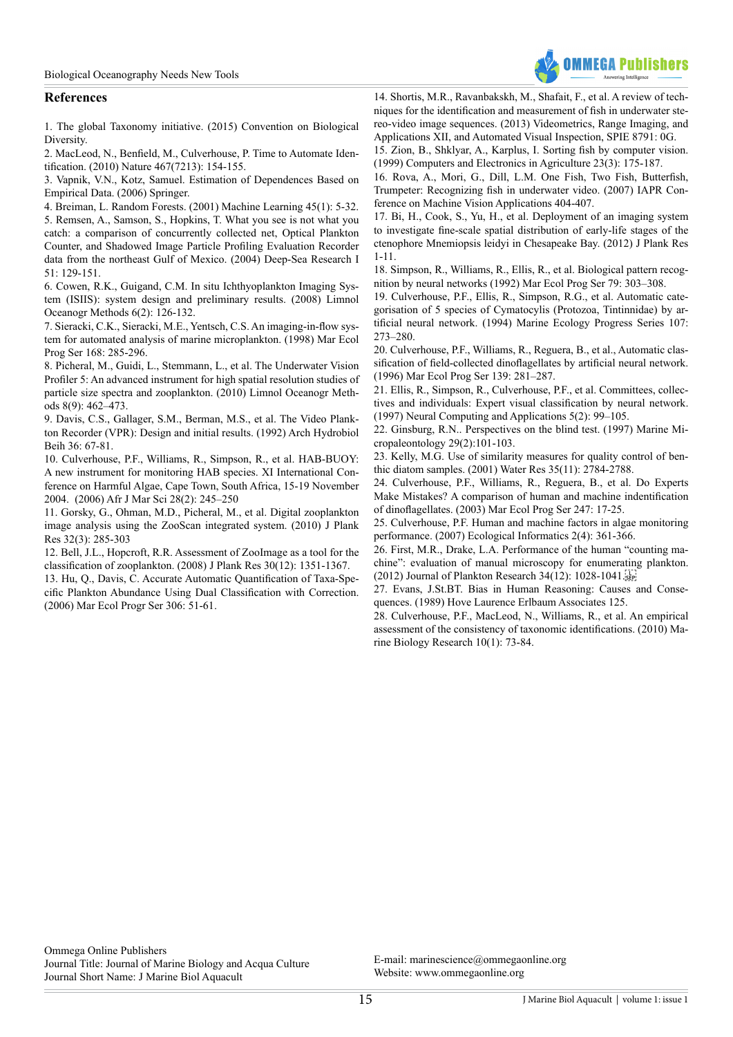## References

1. The global Taxonomy initiative. (2015) Convention on Biological Diversity.
2. MacLeod, N., Benfield, M., Culverhouse, P. Time to Automate Identification. (2010) Nature 467(7213): 154-155.
3. Vapnik, V.N., Kotz, Samuel. Estimation of Dependences Based on Empirical Data. (2006) Springer.
4. Breiman, L. Random Forests. (2001) Machine Learning 45(1): 5-32.
5. Remsen, A., Samson, S., Hopkins, T. What you see is not what you catch: a comparison of concurrently collected net, Optical Plankton Counter, and Shadowed Image Particle Profiling Evaluation Recorder data from the northeast Gulf of Mexico. (2004) Deep-Sea Research I 51: 129-151.
6. Cowen, R.K., Guigand, C.M. In situ Ichthyoplankton Imaging System (ISIIS): system design and preliminary results. (2008) Limnol Oceanogr Methods 6(2): 126-132.
7. Sieracki, C.K., Sieracki, M.E., Yentsch, C.S. An imaging-in-flow system for automated analysis of marine microplankton. (1998) Mar Ecol Prog Ser 168: 285-296.
8. Picheral, M., Guidi, L., Stemmann, L., et al. The Underwater Vision Profiler 5: An advanced instrument for high spatial resolution studies of particle size spectra and zooplankton. (2010) Limnol Oceanogr Methods 8(9): 462–473.
9. Davis, C.S., Gallager, S.M., Berman, M.S., et al. The Video Plankton Recorder (VPR): Design and initial results. (1992) Arch Hydrobiol Beih 36: 67-81.
10. Culverhouse, P.F., Williams, R., Simpson, R., et al. HAB-BUOY: A new instrument for monitoring HAB species. XI International Conference on Harmful Algae, Cape Town, South Africa, 15-19 November 2004. (2006) Afr J Mar Sci 28(2): 245–250
11. Gorsky, G., Ohman, M.D., Picheral, M., et al. Digital zooplankton image analysis using the ZooScan integrated system. (2010) J Plank Res 32(3): 285-303
12. Bell, J.L., Hopcroft, R.R. Assessment of ZooImage as a tool for the classification of zooplankton. (2008) J Plank Res 30(12): 1351-1367.
13. Hu, Q., Davis, C. Accurate Automatic Quantification of Taxa-Specific Plankton Abundance Using Dual Classification with Correction. (2006) Mar Ecol Progr Ser 306: 51-61.
14. Shortis, M.R., Ravanbakskh, M., Shafait, F., et al. A review of techniques for the identification and measurement of fish in underwater stereo-video image sequences. (2013) Videometrics, Range Imaging, and Applications XII, and Automated Visual Inspection, SPIE 8791: 0G.
15. Zion, B., Shklyar, A., Karplus, I. Sorting fish by computer vision. (1999) Computers and Electronics in Agriculture 23(3): 175-187.
16. Rova, A., Mori, G., Dill, L.M. One Fish, Two Fish, Butterfish, Trumpeter: Recognizing fish in underwater video. (2007) IAPR Conference on Machine Vision Applications 404-407.
17. Bi, H., Cook, S., Yu, H., et al. Deployment of an imaging system to investigate fine-scale spatial distribution of early-life stages of the ctenophore Mnemiopsis leidyi in Chesapeake Bay. (2012) J Plank Res 1-11.
18. Simpson, R., Williams, R., Ellis, R., et al. Biological pattern recognition by neural networks (1992) Mar Ecol Prog Ser 79: 303–308.
19. Culverhouse, P.F., Ellis, R., Simpson, R.G., et al. Automatic categorisation of 5 species of Cymatocylis (Protozoa, Tintinnidae) by artificial neural network. (1994) Marine Ecology Progress Series 107: 273–280.
20. Culverhouse, P.F., Williams, R., Reguera, B., et al., Automatic classification of field-collected dinoflagellates by artificial neural network. (1996) Mar Ecol Prog Ser 139: 281–287.
21. Ellis, R., Simpson, R., Culverhouse, P.F., et al. Committees, collectives and individuals: Expert visual classification by neural network. (1997) Neural Computing and Applications 5(2): 99–105.
22. Ginsburg, R.N.. Perspectives on the blind test. (1997) Marine Micropalaeontology 29(2):101-103.
23. Kelly, M.G. Use of similarity measures for quality control of benthic diatom samples. (2001) Water Res 35(11): 2784-2788.
24. Culverhouse, P.F., Williams, R., Reguera, B., et al. Do Experts Make Mistakes? A comparison of human and machine indentification of dinoflagellates. (2003) Mar Ecol Prog Ser 247: 17-25.
25. Culverhouse, P.F. Human and machine factors in algae monitoring performance. (2007) Ecological Informatics 2(4): 361-366.
26. First, M.R., Drake, L.A. Performance of the human "counting machine": evaluation of manual microscopy for enumerating plankton. (2012) Journal of Plankton Research 34(12): 1028-1041.
27. Evans, J.St.BT. Bias in Human Reasoning: Causes and Consequences. (1989) Hove Laurence Erlbaum Associates 125.
28. Culverhouse, P.F., MacLeod, N., Williams, R., et al. An empirical assessment of the consistency of taxonomic identifications. (2010) Marine Biology Research 10(1): 73-84.